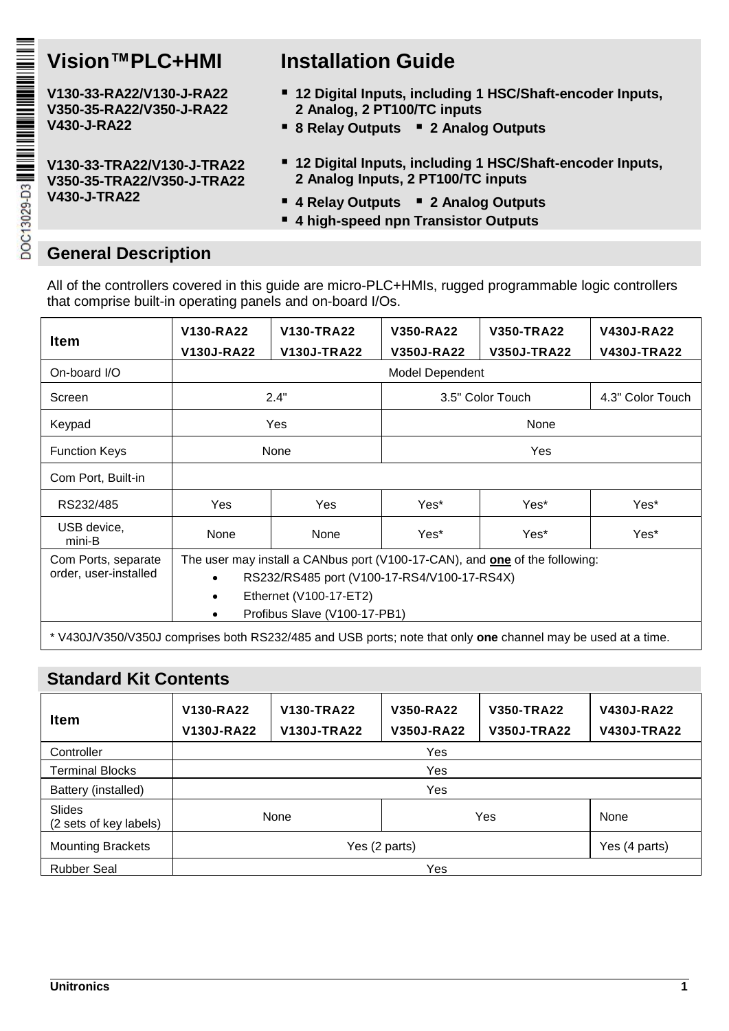# Vision™PLC+HMI

# Installation Guide

**V130-33-RA22/V130-J-RA22**
**V350-35-RA22/V350-J-RA22**
**V430-J-RA22**

- **12 Digital Inputs, including 1 HSC/Shaft-encoder Inputs, 2 Analog, 2 PT100/TC inputs**
- **8 Relay Outputs**
- **2 Analog Outputs**

**V130-33-TRA22/V130-J-TRA22**
**V350-35-TRA22/V350-J-TRA22**
**V430-J-TRA22**

- **12 Digital Inputs, including 1 HSC/Shaft-encoder Inputs, 2 Analog Inputs, 2 PT100/TC inputs**
- **4 Relay Outputs**
- **2 Analog Outputs**
- **4 high-speed npn Transistor Outputs**

## General Description

All of the controllers covered in this guide are micro-PLC+HMIs, rugged programmable logic controllers that comprise built-in operating panels and on-board I/Os.

| Item | V130-RA22 V130J-RA22 | V130-TRA22 V130J-TRA22 | V350-RA22 V350J-RA22 | V350-TRA22 V350J-TRA22 | V430J-RA22 V430J-TRA22 |
|---|---|---|---|---|---|
| On-board I/O | Model Dependent | | | | |
| Screen | 2.4" | | 3.5" Color Touch | | 4.3" Color Touch |
| Keypad | Yes | | None | | |
| Function Keys | None | | Yes | | |
| Com Port, Built-in | | | | | |
| RS232/485 | Yes | Yes | Yes* | Yes* | Yes* |
| USB device, mini-B | None | None | Yes* | Yes* | Yes* |
| Com Ports, separate order, user-installed | The user may install a CANbus port (V100-17-CAN), and **one** of the following: • RS232/RS485 port (V100-17-RS4/V100-17-RS4X) • Ethernet (V100-17-ET2) • Profibus Slave (V100-17-PB1) | | | | |

\* V430J/V350/V350J comprises both RS232/485 and USB ports; note that only **one** channel may be used at a time.

## Standard Kit Contents

| Item | V130-RA22 V130J-RA22 | V130-TRA22 V130J-TRA22 | V350-RA22 V350J-RA22 | V350-TRA22 V350J-TRA22 | V430J-RA22 V430J-TRA22 |
|---|---|---|---|---|---|
| Controller | Yes | | | | |
| Terminal Blocks | Yes | | | | |
| Battery (installed) | Yes | | | | |
| Slides (2 sets of key labels) | None | | Yes | | None |
| Mounting Brackets | Yes (2 parts) | | | | Yes (4 parts) |
| Rubber Seal | Yes | | | | |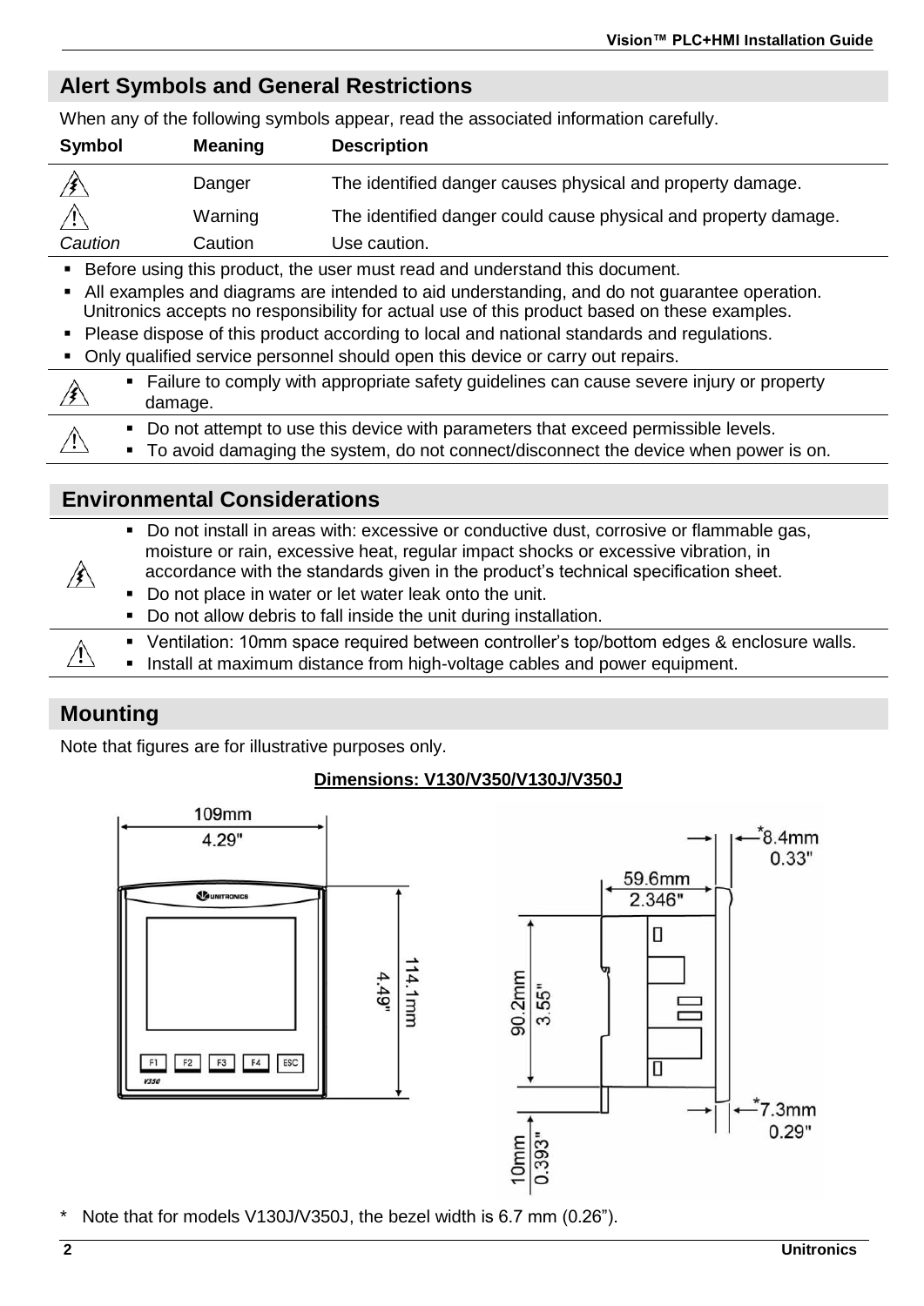## Alert Symbols and General Restrictions

When any of the following symbols appear, read the associated information carefully.

| Symbol | Meaning | Description |
|---|---|---|
| ⚡ | Danger | The identified danger causes physical and property damage. |
| ⚠ | Warning | The identified danger could cause physical and property damage. |
| *Caution* | Caution | Use caution. |

- Before using this product, the user must read and understand this document.
- All examples and diagrams are intended to aid understanding, and do not guarantee operation. Unitronics accepts no responsibility for actual use of this product based on these examples.
- Please dispose of this product according to local and national standards and regulations.
- Only qualified service personnel should open this device or carry out repairs.

⚡
- Failure to comply with appropriate safety guidelines can cause severe injury or property damage.

⚠
- Do not attempt to use this device with parameters that exceed permissible levels.
- To avoid damaging the system, do not connect/disconnect the device when power is on.

## Environmental Considerations

⚡
- Do not install in areas with: excessive or conductive dust, corrosive or flammable gas, moisture or rain, excessive heat, regular impact shocks or excessive vibration, in accordance with the standards given in the product's technical specification sheet.
- Do not place in water or let water leak onto the unit.
- Do not allow debris to fall inside the unit during installation.

⚠
- Ventilation: 10mm space required between controller's top/bottom edges & enclosure walls.
- Install at maximum distance from high-voltage cables and power equipment.

## Mounting

Note that figures are for illustrative purposes only.

**Dimensions: V130/V350/V130J/V350J**

109mm 4.29"; 114.1mm 4.49"; 59.6mm 2.346"; *8.4mm 0.33"; 90.2mm 3.55"; *7.3mm 0.29"; 10mm 0.393"

\* Note that for models V130J/V350J, the bezel width is 6.7 mm (0.26").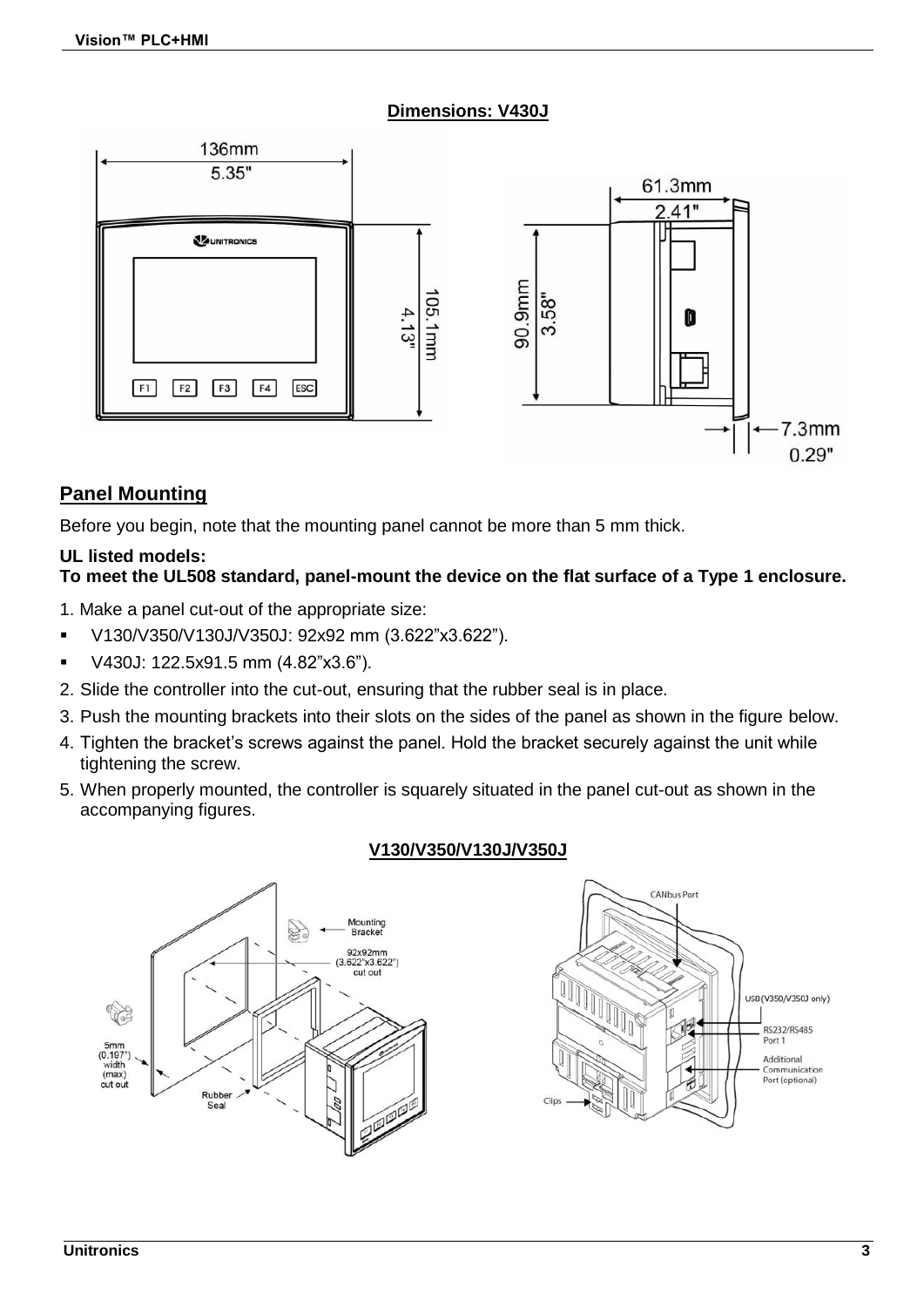**Dimensions: V430J**

## Panel Mounting

Before you begin, note that the mounting panel cannot be more than 5 mm thick.

**UL listed models:**
**To meet the UL508 standard, panel-mount the device on the flat surface of a Type 1 enclosure.**

1. Make a panel cut-out of the appropriate size:
   - V130/V350/V130J/V350J: 92x92 mm (3.622"x3.622").
   - V430J: 122.5x91.5 mm (4.82"x3.6").
2. Slide the controller into the cut-out, ensuring that the rubber seal is in place.
3. Push the mounting brackets into their slots on the sides of the panel as shown in the figure below.
4. Tighten the bracket's screws against the panel. Hold the bracket securely against the unit while tightening the screw.
5. When properly mounted, the controller is squarely situated in the panel cut-out as shown in the accompanying figures.

**V130/V350/V130J/V350J**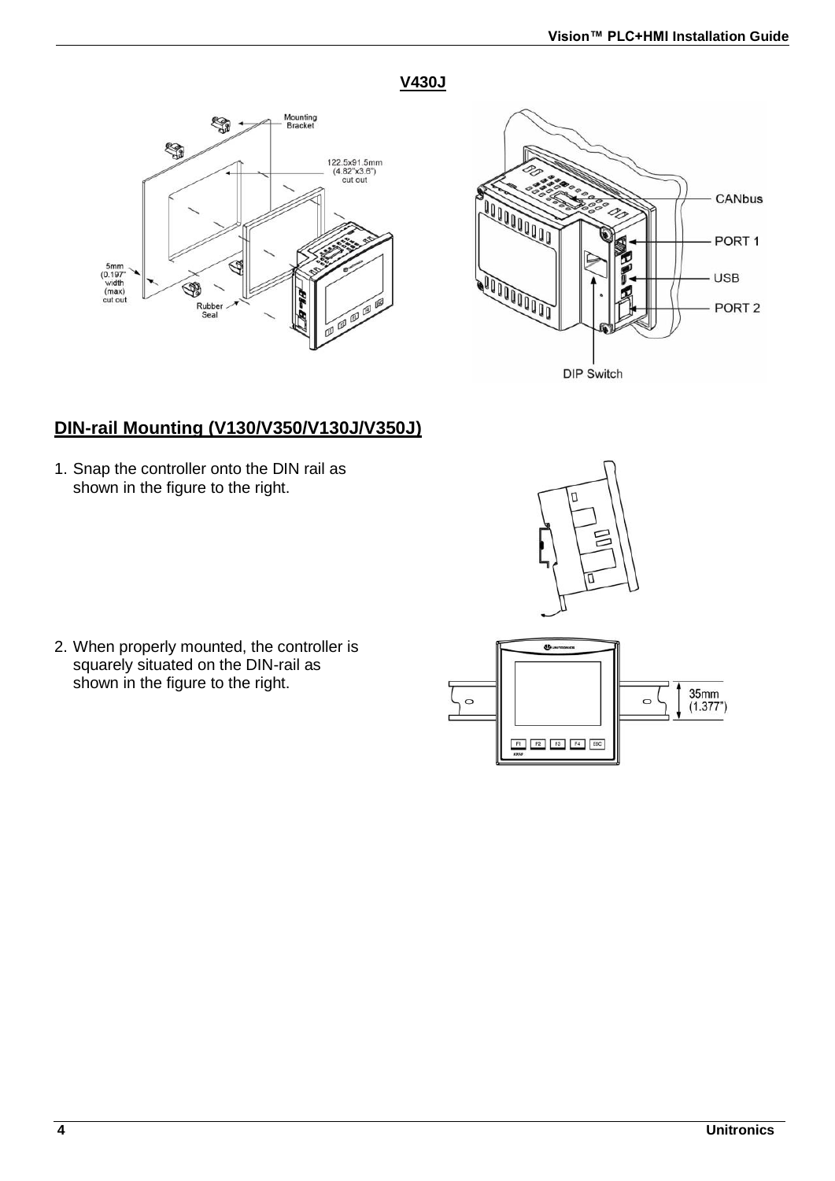**V430J**

## DIN-rail Mounting (V130/V350/V130J/V350J)

1. Snap the controller onto the DIN rail as shown in the figure to the right.

2. When properly mounted, the controller is squarely situated on the DIN-rail as shown in the figure to the right.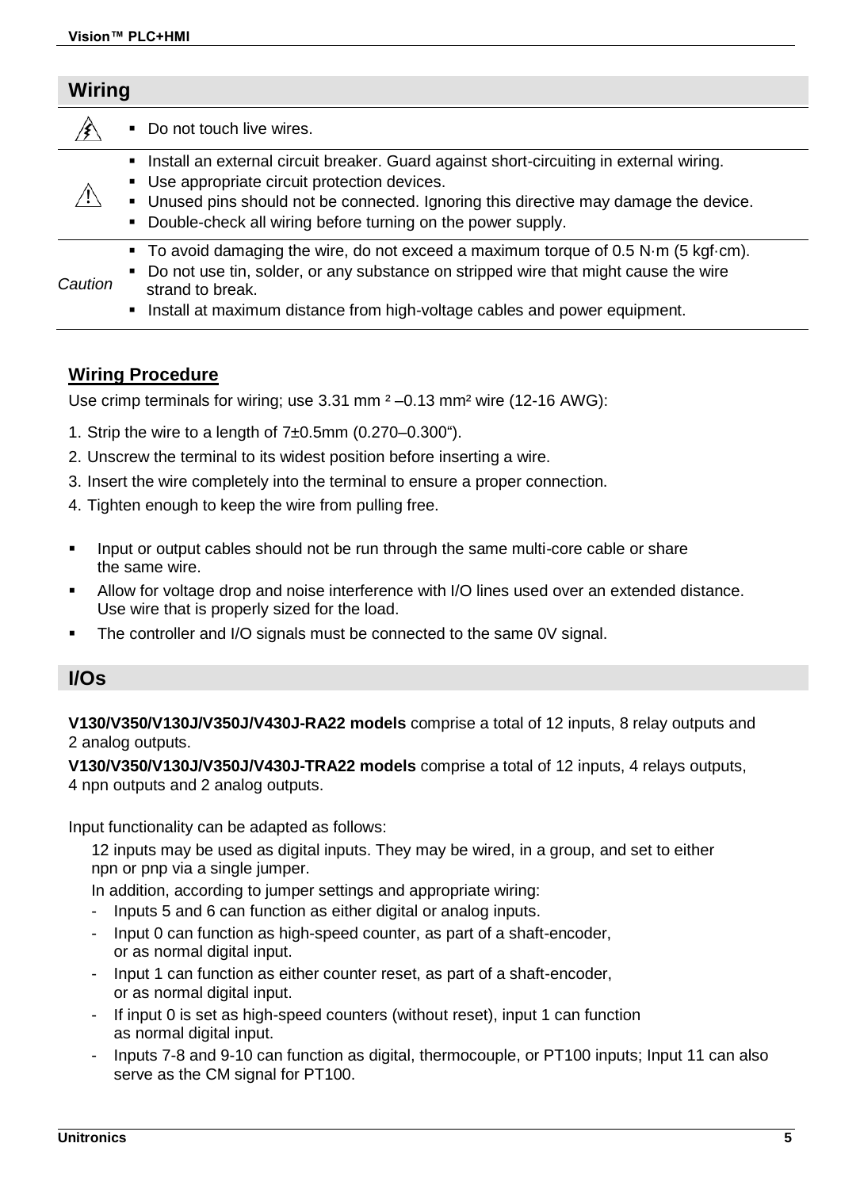## Wiring

| | |
|---|---|
| ⚡ | ▪ Do not touch live wires. |
| ⚠ | ▪ Install an external circuit breaker. Guard against short-circuiting in external wiring.<br>▪ Use appropriate circuit protection devices.<br>▪ Unused pins should not be connected. Ignoring this directive may damage the device.<br>▪ Double-check all wiring before turning on the power supply. |
| *Caution* | ▪ To avoid damaging the wire, do not exceed a maximum torque of 0.5 N·m (5 kgf·cm).<br>▪ Do not use tin, solder, or any substance on stripped wire that might cause the wire strand to break.<br>▪ Install at maximum distance from high-voltage cables and power equipment. |

### Wiring Procedure

Use crimp terminals for wiring; use 3.31 mm$^2$ –0.13 mm$^2$ wire (12-16 AWG):

1. Strip the wire to a length of 7±0.5mm (0.270–0.300").
2. Unscrew the terminal to its widest position before inserting a wire.
3. Insert the wire completely into the terminal to ensure a proper connection.
4. Tighten enough to keep the wire from pulling free.

- Input or output cables should not be run through the same multi-core cable or share the same wire.
- Allow for voltage drop and noise interference with I/O lines used over an extended distance. Use wire that is properly sized for the load.
- The controller and I/O signals must be connected to the same 0V signal.

## I/Os

**V130/V350/V130J/V350J/V430J-RA22 models** comprise a total of 12 inputs, 8 relay outputs and 2 analog outputs.

**V130/V350/V130J/V350J/V430J-TRA22 models** comprise a total of 12 inputs, 4 relays outputs, 4 npn outputs and 2 analog outputs.

Input functionality can be adapted as follows:

12 inputs may be used as digital inputs. They may be wired, in a group, and set to either npn or pnp via a single jumper.

In addition, according to jumper settings and appropriate wiring:

- Inputs 5 and 6 can function as either digital or analog inputs.
- Input 0 can function as high-speed counter, as part of a shaft-encoder, or as normal digital input.
- Input 1 can function as either counter reset, as part of a shaft-encoder, or as normal digital input.
- If input 0 is set as high-speed counters (without reset), input 1 can function as normal digital input.
- Inputs 7-8 and 9-10 can function as digital, thermocouple, or PT100 inputs; Input 11 can also serve as the CM signal for PT100.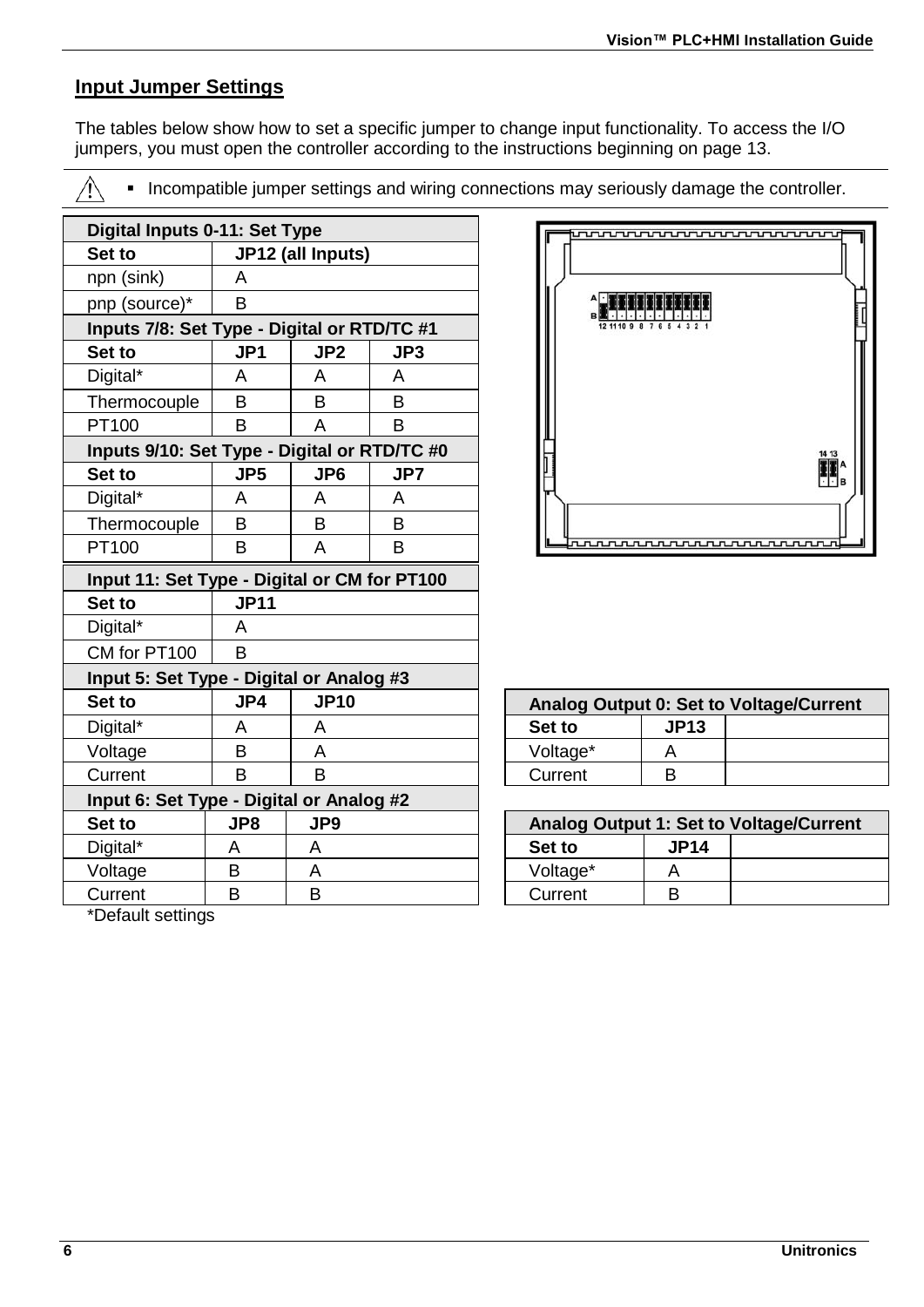## Input Jumper Settings

The tables below show how to set a specific jumper to change input functionality. To access the I/O jumpers, you must open the controller according to the instructions beginning on page 13.

- Incompatible jumper settings and wiring connections may seriously damage the controller.

| Digital Inputs 0-11: Set Type | | | |
|---|---|---|---|
| **Set to** | **JP12 (all Inputs)** | | |
| npn (sink) | A | | |
| pnp (source)* | B | | |
| **Inputs 7/8: Set Type - Digital or RTD/TC #1** | | | |
| **Set to** | **JP1** | **JP2** | **JP3** |
| Digital* | A | A | A |
| Thermocouple | B | B | B |
| PT100 | B | A | B |
| **Inputs 9/10: Set Type - Digital or RTD/TC #0** | | | |
| **Set to** | **JP5** | **JP6** | **JP7** |
| Digital* | A | A | A |
| Thermocouple | B | B | B |
| PT100 | B | A | B |

| Input 11: Set Type - Digital or CM for PT100 | | |
|---|---|---|
| **Set to** | **JP11** | |
| Digital* | A | |
| CM for PT100 | B | |
| **Input 5: Set Type - Digital or Analog #3** | | |
| **Set to** | **JP4** | **JP10** |
| Digital* | A | A |
| Voltage | B | A |
| Current | B | B |
| **Input 6: Set Type - Digital or Analog #2** | | |
| **Set to** | **JP8** | **JP9** |
| Digital* | A | A |
| Voltage | B | A |
| Current | B | B |

*Default settings

| Analog Output 0: Set to Voltage/Current | | |
|---|---|---|
| **Set to** | **JP13** | |
| Voltage* | A | |
| Current | B | |

| Analog Output 1: Set to Voltage/Current | | |
|---|---|---|
| **Set to** | **JP14** | |
| Voltage* | A | |
| Current | B | |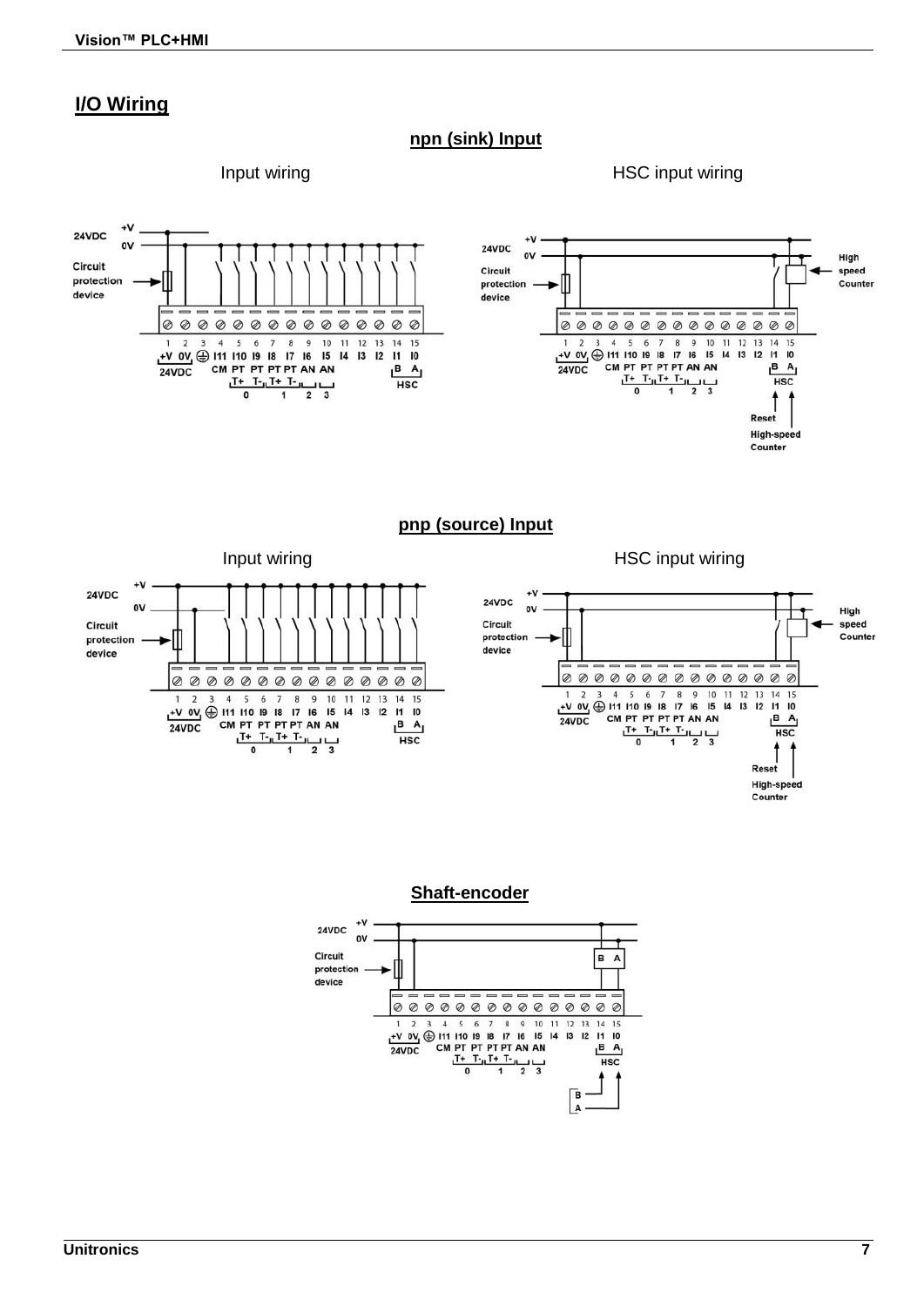## I/O Wiring

### npn (sink) Input

Input wiring

HSC input wiring

### pnp (source) Input

Input wiring

HSC input wiring

### Shaft-encoder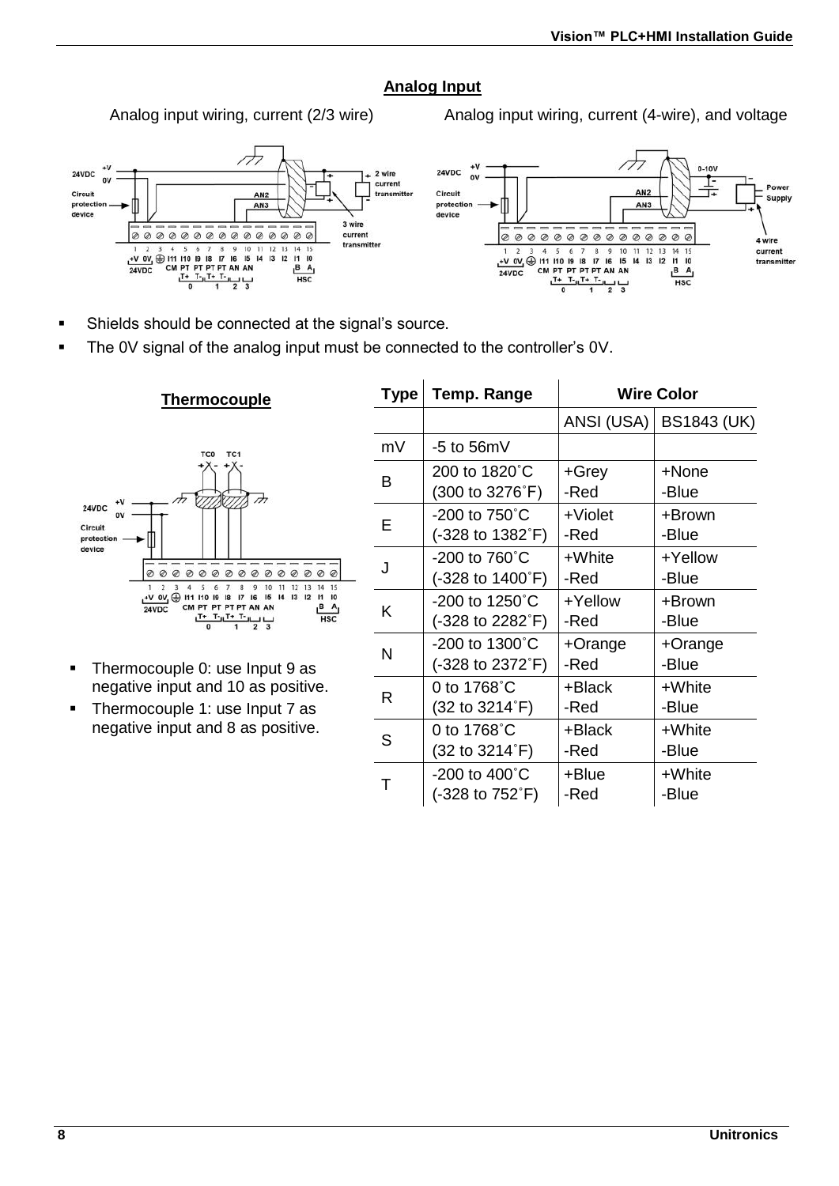## Analog Input

Analog input wiring, current (2/3 wire)

Analog input wiring, current (4-wire), and voltage

- Shields should be connected at the signal's source.
- The 0V signal of the analog input must be connected to the controller's 0V.

## Thermocouple

- Thermocouple 0: use Input 9 as negative input and 10 as positive.
- Thermocouple 1: use Input 7 as negative input and 8 as positive.

| Type | Temp. Range | Wire Color | |
|---|---|---|---|
| | | ANSI (USA) | BS1843 (UK) |
| mV | -5 to 56mV | | |
| B | 200 to 1820˚C (300 to 3276˚F) | +Grey -Red | +None -Blue |
| E | -200 to 750˚C (-328 to 1382˚F) | +Violet -Red | +Brown -Blue |
| J | -200 to 760˚C (-328 to 1400˚F) | +White -Red | +Yellow -Blue |
| K | -200 to 1250˚C (-328 to 2282˚F) | +Yellow -Red | +Brown -Blue |
| N | -200 to 1300˚C (-328 to 2372˚F) | +Orange -Red | +Orange -Blue |
| R | 0 to 1768˚C (32 to 3214˚F) | +Black -Red | +White -Blue |
| S | 0 to 1768˚C (32 to 3214˚F) | +Black -Red | +White -Blue |
| T | -200 to 400˚C (-328 to 752˚F) | +Blue -Red | +White -Blue |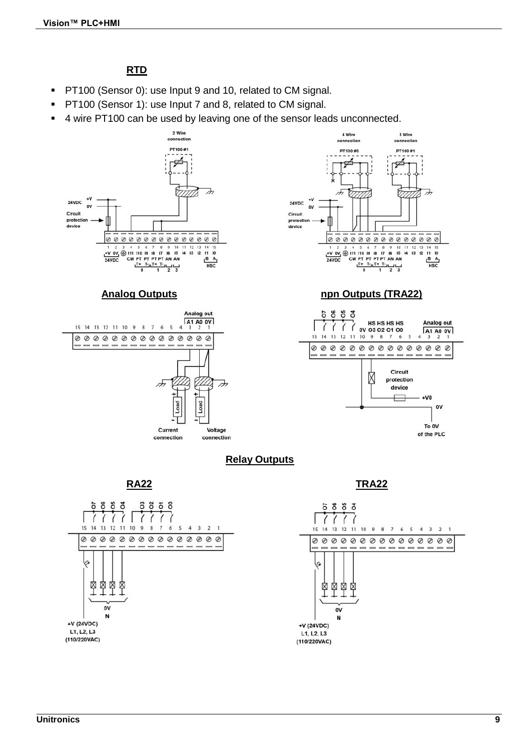## RTD

- PT100 (Sensor 0): use Input 9 and 10, related to CM signal.
- PT100 (Sensor 1): use Input 7 and 8, related to CM signal.
- 4 wire PT100 can be used by leaving one of the sensor leads unconnected.

## Analog Outputs

## npn Outputs (TRA22)

## Relay Outputs

### RA22

### TRA22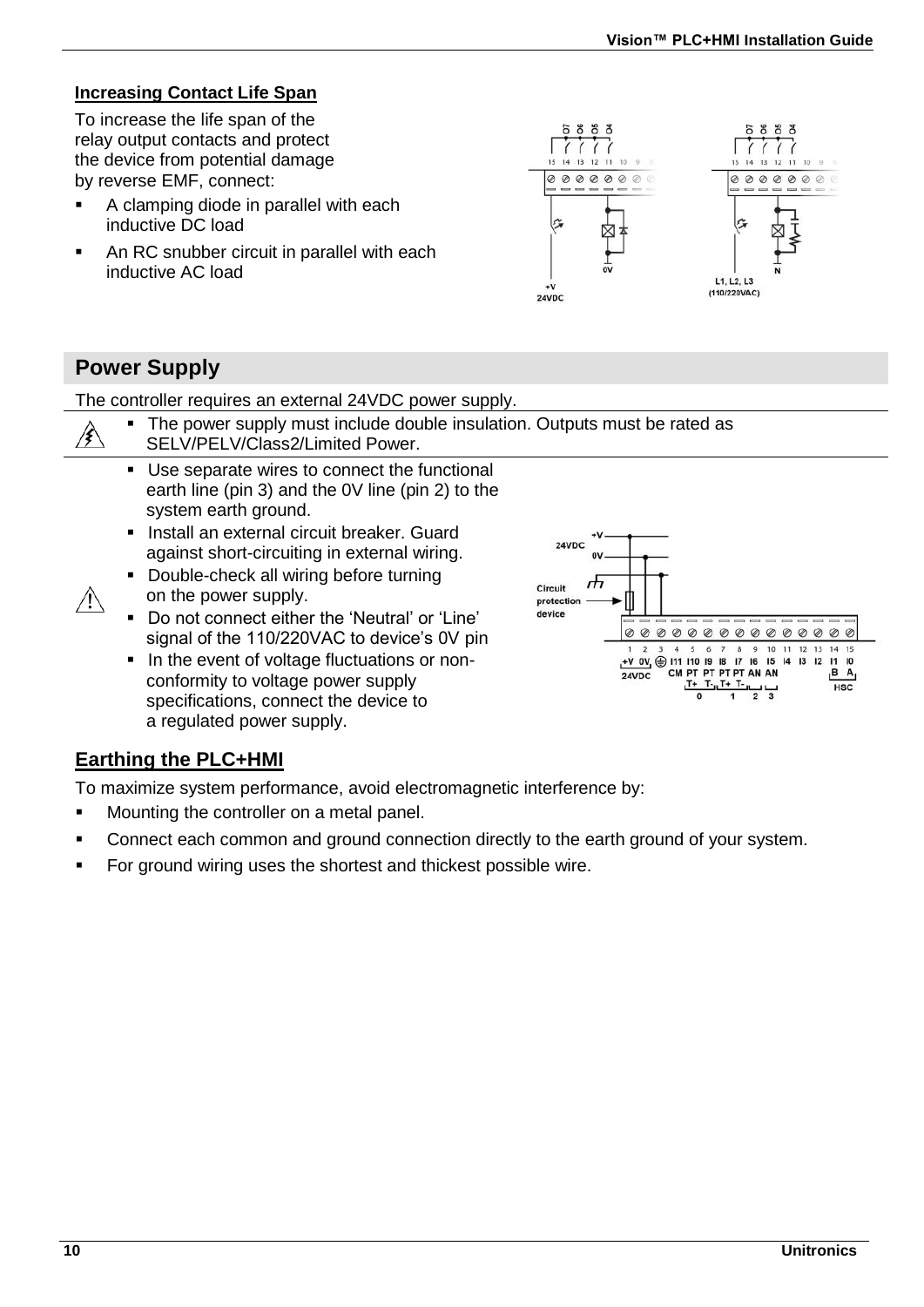### Increasing Contact Life Span

To increase the life span of the relay output contacts and protect the device from potential damage by reverse EMF, connect:

- A clamping diode in parallel with each inductive DC load
- An RC snubber circuit in parallel with each inductive AC load

## Power Supply

The controller requires an external 24VDC power supply.

- The power supply must include double insulation. Outputs must be rated as SELV/PELV/Class2/Limited Power.

- Use separate wires to connect the functional earth line (pin 3) and the 0V line (pin 2) to the system earth ground.
- Install an external circuit breaker. Guard against short-circuiting in external wiring.
- Double-check all wiring before turning on the power supply.
- Do not connect either the 'Neutral' or 'Line' signal of the 110/220VAC to device's 0V pin
- In the event of voltage fluctuations or non-conformity to voltage power supply specifications, connect the device to a regulated power supply.

### Earthing the PLC+HMI

To maximize system performance, avoid electromagnetic interference by:

- Mounting the controller on a metal panel.
- Connect each common and ground connection directly to the earth ground of your system.
- For ground wiring uses the shortest and thickest possible wire.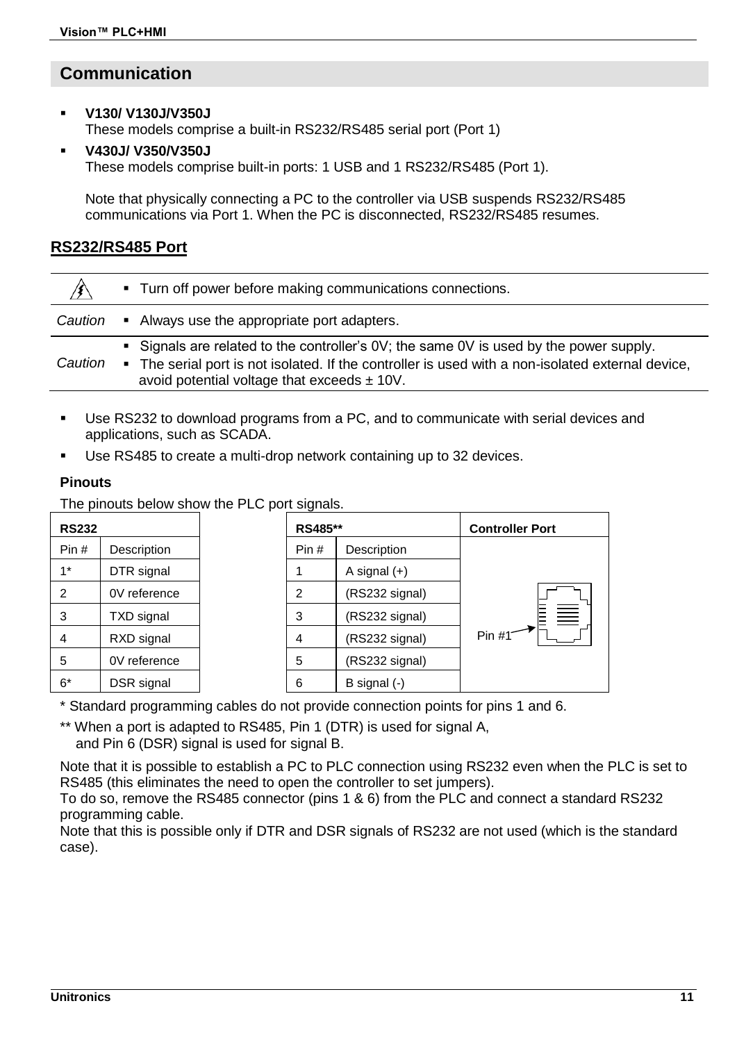## Communication

- **V130/ V130J/V350J**
  These models comprise a built-in RS232/RS485 serial port (Port 1)
- **V430J/ V350/V350J**
  These models comprise built-in ports: 1 USB and 1 RS232/RS485 (Port 1).

  Note that physically connecting a PC to the controller via USB suspends RS232/RS485 communications via Port 1. When the PC is disconnected, RS232/RS485 resumes.

### RS232/RS485 Port

| | |
|---|---|
| ⚠ | ▪ Turn off power before making communications connections. |
| *Caution* | ▪ Always use the appropriate port adapters. |
| *Caution* | ▪ Signals are related to the controller's 0V; the same 0V is used by the power supply.<br>▪ The serial port is not isolated. If the controller is used with a non-isolated external device, avoid potential voltage that exceeds ± 10V. |

- Use RS232 to download programs from a PC, and to communicate with serial devices and applications, such as SCADA.
- Use RS485 to create a multi-drop network containing up to 32 devices.

**Pinouts**

The pinouts below show the PLC port signals.

| **RS232** | | | **RS485**** | | **Controller Port** |
|---|---|---|---|---|---|
| Pin # | Description | | Pin # | Description | |
| 1* | DTR signal | | 1 | A signal (+) | |
| 2 | 0V reference | | 2 | (RS232 signal) | |
| 3 | TXD signal | | 3 | (RS232 signal) | |
| 4 | RXD signal | | 4 | (RS232 signal) | Pin #1 |
| 5 | 0V reference | | 5 | (RS232 signal) | |
| 6* | DSR signal | | 6 | B signal (-) | |

* Standard programming cables do not provide connection points for pins 1 and 6.

** When a port is adapted to RS485, Pin 1 (DTR) is used for signal A, and Pin 6 (DSR) signal is used for signal B.

Note that it is possible to establish a PC to PLC connection using RS232 even when the PLC is set to RS485 (this eliminates the need to open the controller to set jumpers).
To do so, remove the RS485 connector (pins 1 & 6) from the PLC and connect a standard RS232 programming cable.
Note that this is possible only if DTR and DSR signals of RS232 are not used (which is the standard case).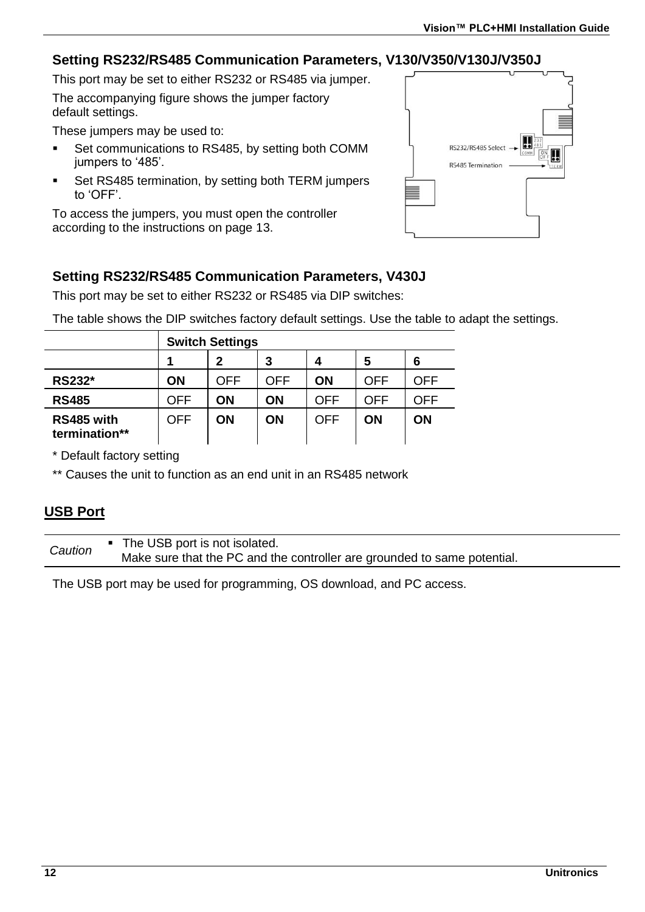## Setting RS232/RS485 Communication Parameters, V130/V350/V130J/V350J

This port may be set to either RS232 or RS485 via jumper.

The accompanying figure shows the jumper factory default settings.

These jumpers may be used to:

- Set communications to RS485, by setting both COMM jumpers to '485'.
- Set RS485 termination, by setting both TERM jumpers to 'OFF'.

To access the jumpers, you must open the controller according to the instructions on page 13.

## Setting RS232/RS485 Communication Parameters, V430J

This port may be set to either RS232 or RS485 via DIP switches:

The table shows the DIP switches factory default settings. Use the table to adapt the settings.

| | **Switch Settings** | | | | | |
|---|---|---|---|---|---|---|
| | **1** | **2** | **3** | **4** | **5** | **6** |
| **RS232*** | **ON** | OFF | OFF | **ON** | OFF | OFF |
| **RS485** | OFF | **ON** | **ON** | OFF | OFF | OFF |
| **RS485 with termination**** | OFF | **ON** | **ON** | OFF | **ON** | **ON** |

* Default factory setting

** Causes the unit to function as an end unit in an RS485 network

## USB Port

| *Caution* | ▪ The USB port is not isolated. Make sure that the PC and the controller are grounded to same potential. |
|---|---|

The USB port may be used for programming, OS download, and PC access.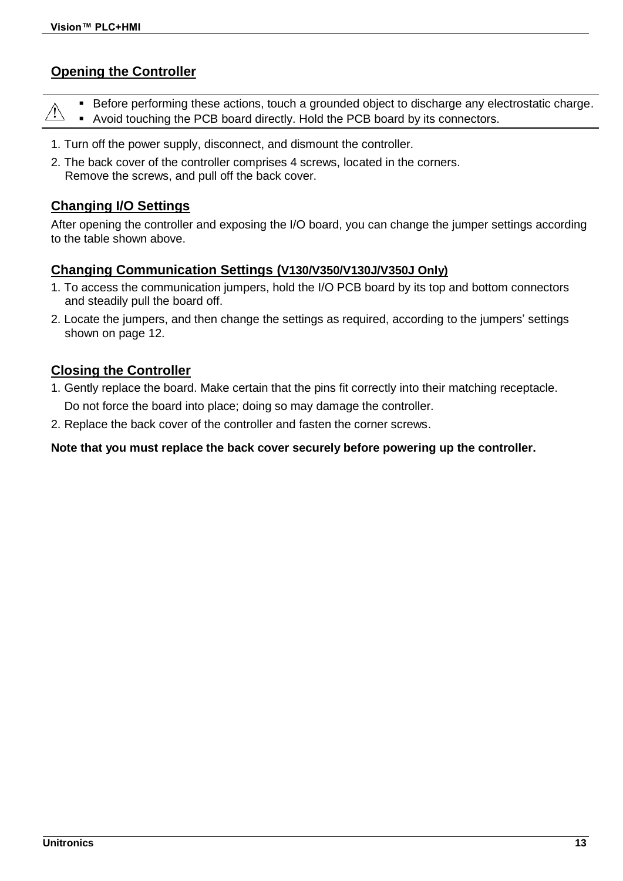## Opening the Controller

⚠
- Before performing these actions, touch a grounded object to discharge any electrostatic charge.
- Avoid touching the PCB board directly. Hold the PCB board by its connectors.

1. Turn off the power supply, disconnect, and dismount the controller.
2. The back cover of the controller comprises 4 screws, located in the corners.
   Remove the screws, and pull off the back cover.

## Changing I/O Settings

After opening the controller and exposing the I/O board, you can change the jumper settings according to the table shown above.

## Changing Communication Settings (V130/V350/V130J/V350J Only)

1. To access the communication jumpers, hold the I/O PCB board by its top and bottom connectors and steadily pull the board off.
2. Locate the jumpers, and then change the settings as required, according to the jumpers' settings shown on page 12.

## Closing the Controller

1. Gently replace the board. Make certain that the pins fit correctly into their matching receptacle.
   Do not force the board into place; doing so may damage the controller.
2. Replace the back cover of the controller and fasten the corner screws.

**Note that you must replace the back cover securely before powering up the controller.**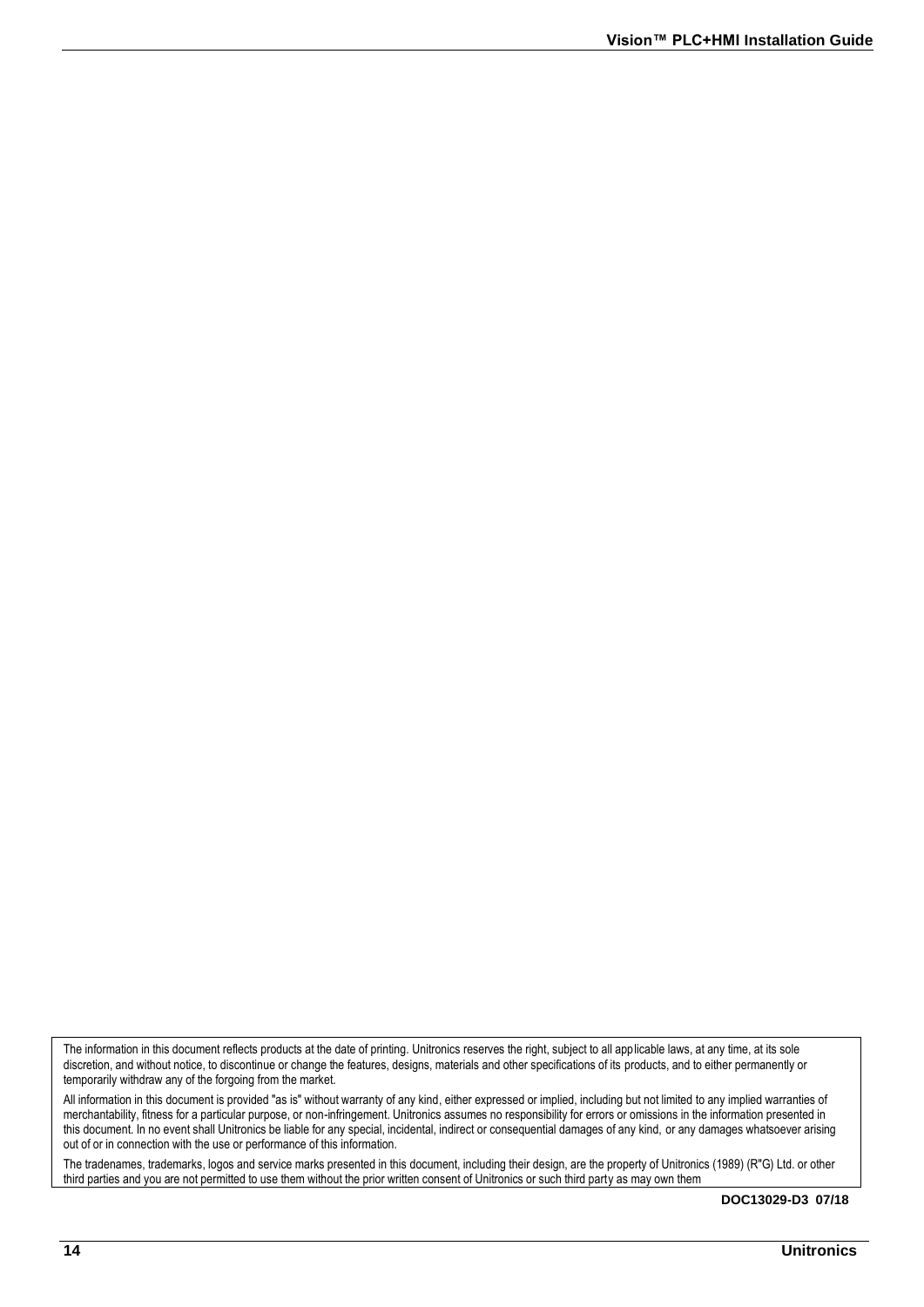The information in this document reflects products at the date of printing. Unitronics reserves the right, subject to all applicable laws, at any time, at its sole discretion, and without notice, to discontinue or change the features, designs, materials and other specifications of its products, and to either permanently or temporarily withdraw any of the forgoing from the market.

All information in this document is provided "as is" without warranty of any kind, either expressed or implied, including but not limited to any implied warranties of merchantability, fitness for a particular purpose, or non-infringement. Unitronics assumes no responsibility for errors or omissions in the information presented in this document. In no event shall Unitronics be liable for any special, incidental, indirect or consequential damages of any kind, or any damages whatsoever arising out of or in connection with the use or performance of this information.

The tradenames, trademarks, logos and service marks presented in this document, including their design, are the property of Unitronics (1989) (R"G) Ltd. or other third parties and you are not permitted to use them without the prior written consent of Unitronics or such third party as may own them

**DOC13029-D3 07/18**